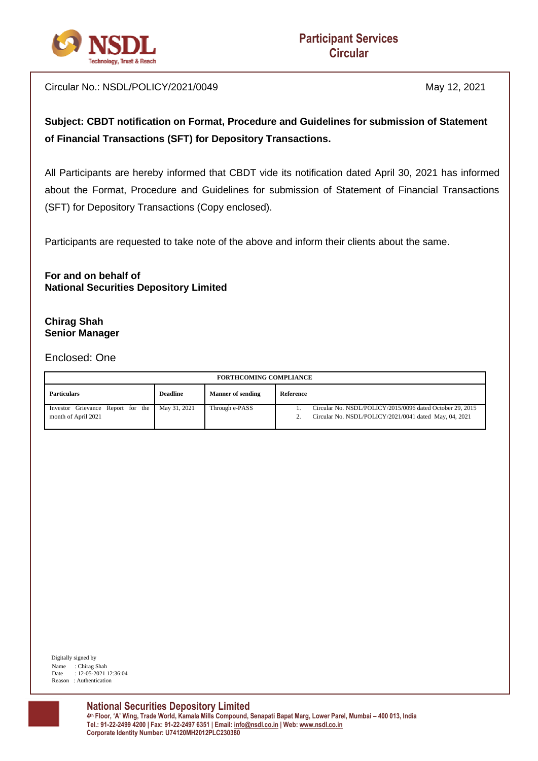**Participant Services Circular**

Circular No.: NSDL/POLICY/2021/0049

May 12, 2021

**Subject: CBDT notification on Format, Procedure and Guidelines for submission of Statement of Financial Transactions (SFT) for Depository Transactions.**

All Participants are hereby informed that CBDT vide its notification dated April 30, 2021 has informed about the Format, Procedure and Guidelines for submission of Statement of Financial Transactions (SFT) for Depository Transactions (Copy enclosed).

Participants are requested to take note of the above and inform their clients about the same.

**For and on behalf of**
**National Securities Depository Limited**

**Chirag Shah**
**Senior Manager**

Enclosed: One

| FORTHCOMING COMPLIANCE | | | |
|---|---|---|---|
| **Particulars** | **Deadline** | **Manner of sending** | **Reference** |
| Investor Grievance Report for the month of April 2021 | May 31, 2021 | Through e-PASS | 1. Circular No. NSDL/POLICY/2015/0096 dated October 29, 2015<br>2. Circular No. NSDL/POLICY/2021/0041 dated May, 04, 2021 |

Digitally signed by
Name : Chirag Shah
Date : 12-05-2021 12:36:04
Reason : Authentication

**National Securities Depository Limited**
4th Floor, 'A' Wing, Trade World, Kamala Mills Compound, Senapati Bapat Marg, Lower Parel, Mumbai – 400 013, India
Tel.: 91-22-2499 4200 | Fax: 91-22-2497 6351 | Email: info@nsdl.co.in | Web: www.nsdl.co.in
Corporate Identity Number: U74120MH2012PLC230380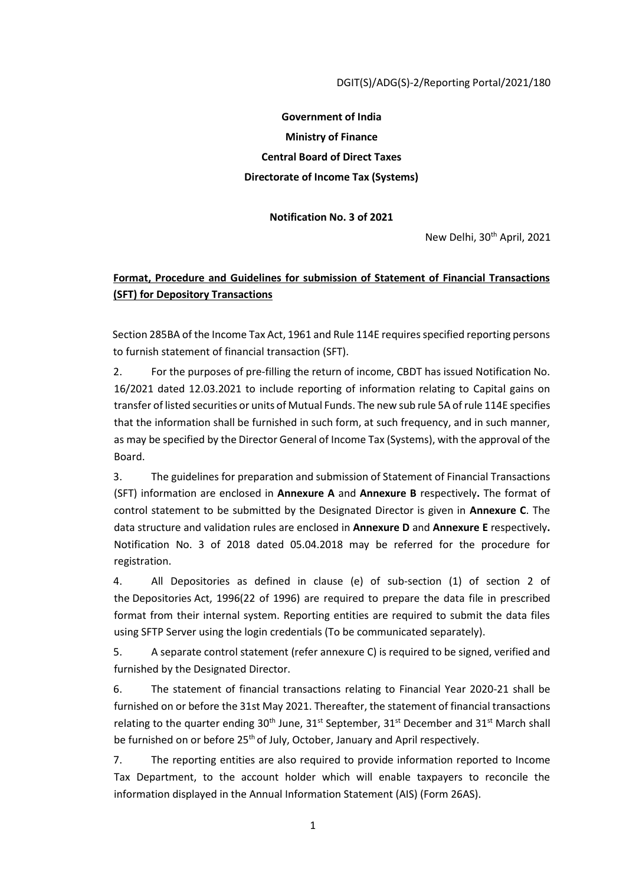DGIT(S)/ADG(S)-2/Reporting Portal/2021/180

**Government of India**

**Ministry of Finance**

**Central Board of Direct Taxes**

**Directorate of Income Tax (Systems)**

**Notification No. 3 of 2021**

New Delhi, 30th April, 2021

**Format, Procedure and Guidelines for submission of Statement of Financial Transactions (SFT) for Depository Transactions**

Section 285BA of the Income Tax Act, 1961 and Rule 114E requires specified reporting persons to furnish statement of financial transaction (SFT).

2. For the purposes of pre-filling the return of income, CBDT has issued Notification No. 16/2021 dated 12.03.2021 to include reporting of information relating to Capital gains on transfer of listed securities or units of Mutual Funds. The new sub rule 5A of rule 114E specifies that the information shall be furnished in such form, at such frequency, and in such manner, as may be specified by the Director General of Income Tax (Systems), with the approval of the Board.

3. The guidelines for preparation and submission of Statement of Financial Transactions (SFT) information are enclosed in **Annexure A** and **Annexure B** respectively**.** The format of control statement to be submitted by the Designated Director is given in **Annexure C**. The data structure and validation rules are enclosed in **Annexure D** and **Annexure E** respectively**.** Notification No. 3 of 2018 dated 05.04.2018 may be referred for the procedure for registration.

4. All Depositories as defined in clause (e) of sub-section (1) of section 2 of the Depositories Act, 1996(22 of 1996) are required to prepare the data file in prescribed format from their internal system. Reporting entities are required to submit the data files using SFTP Server using the login credentials (To be communicated separately).

5. A separate control statement (refer annexure C) is required to be signed, verified and furnished by the Designated Director.

6. The statement of financial transactions relating to Financial Year 2020-21 shall be furnished on or before the 31st May 2021. Thereafter, the statement of financial transactions relating to the quarter ending 30th June, 31st September, 31st December and 31st March shall be furnished on or before 25th of July, October, January and April respectively.

7. The reporting entities are also required to provide information reported to Income Tax Department, to the account holder which will enable taxpayers to reconcile the information displayed in the Annual Information Statement (AIS) (Form 26AS).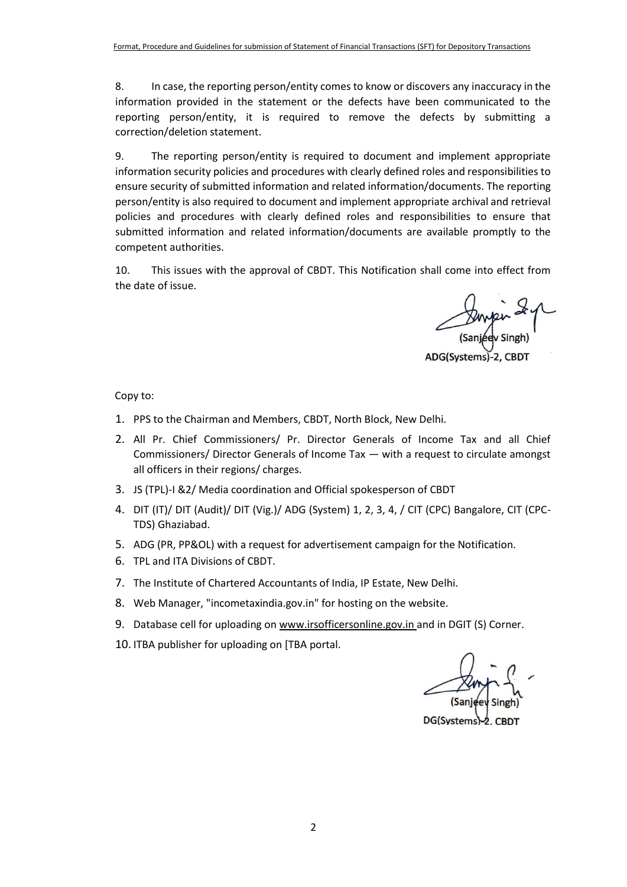8. In case, the reporting person/entity comes to know or discovers any inaccuracy in the information provided in the statement or the defects have been communicated to the reporting person/entity, it is required to remove the defects by submitting a correction/deletion statement.

9. The reporting person/entity is required to document and implement appropriate information security policies and procedures with clearly defined roles and responsibilities to ensure security of submitted information and related information/documents. The reporting person/entity is also required to document and implement appropriate archival and retrieval policies and procedures with clearly defined roles and responsibilities to ensure that submitted information and related information/documents are available promptly to the competent authorities.

10. This issues with the approval of CBDT. This Notification shall come into effect from the date of issue.

(Sanjeev Singh)
ADG(Systems)-2, CBDT

Copy to:

1. PPS to the Chairman and Members, CBDT, North Block, New Delhi.
2. All Pr. Chief Commissioners/ Pr. Director Generals of Income Tax and all Chief Commissioners/ Director Generals of Income Tax — with a request to circulate amongst all officers in their regions/ charges.
3. JS (TPL)-I &2/ Media coordination and Official spokesperson of CBDT
4. DIT (IT)/ DIT (Audit)/ DIT (Vig.)/ ADG (System) 1, 2, 3, 4, / CIT (CPC) Bangalore, CIT (CPC-TDS) Ghaziabad.
5. ADG (PR, PP&OL) with a request for advertisement campaign for the Notification.
6. TPL and ITA Divisions of CBDT.
7. The Institute of Chartered Accountants of India, IP Estate, New Delhi.
8. Web Manager, "incometaxindia.gov.in" for hosting on the website.
9. Database cell for uploading on www.irsofficersonline.gov.in and in DGIT (S) Corner.
10. ITBA publisher for uploading on [TBA portal.

(Sanjeev Singh)
DG(Systems)-2, CBDT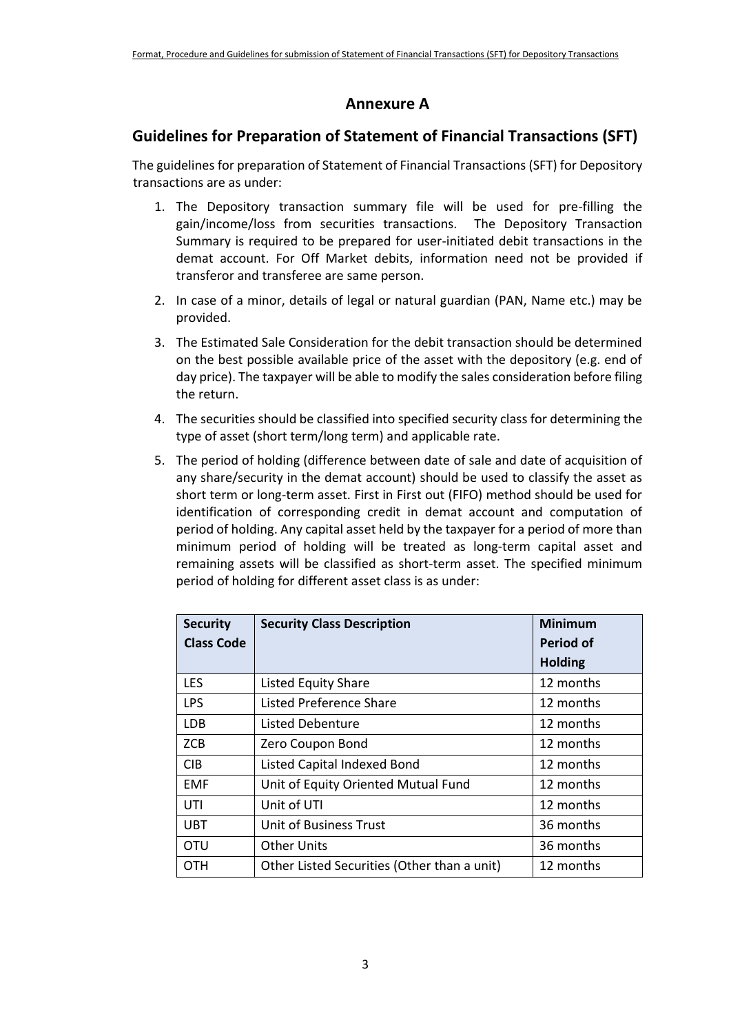# Annexure A

## Guidelines for Preparation of Statement of Financial Transactions (SFT)

The guidelines for preparation of Statement of Financial Transactions (SFT) for Depository transactions are as under:

1. The Depository transaction summary file will be used for pre-filling the gain/income/loss from securities transactions. The Depository Transaction Summary is required to be prepared for user-initiated debit transactions in the demat account. For Off Market debits, information need not be provided if transferor and transferee are same person.
2. In case of a minor, details of legal or natural guardian (PAN, Name etc.) may be provided.
3. The Estimated Sale Consideration for the debit transaction should be determined on the best possible available price of the asset with the depository (e.g. end of day price). The taxpayer will be able to modify the sales consideration before filing the return.
4. The securities should be classified into specified security class for determining the type of asset (short term/long term) and applicable rate.
5. The period of holding (difference between date of sale and date of acquisition of any share/security in the demat account) should be used to classify the asset as short term or long-term asset. First in First out (FIFO) method should be used for identification of corresponding credit in demat account and computation of period of holding. Any capital asset held by the taxpayer for a period of more than minimum period of holding will be treated as long-term capital asset and remaining assets will be classified as short-term asset. The specified minimum period of holding for different asset class is as under:

| Security Class Code | Security Class Description | Minimum Period of Holding |
|---|---|---|
| LES | Listed Equity Share | 12 months |
| LPS | Listed Preference Share | 12 months |
| LDB | Listed Debenture | 12 months |
| ZCB | Zero Coupon Bond | 12 months |
| CIB | Listed Capital Indexed Bond | 12 months |
| EMF | Unit of Equity Oriented Mutual Fund | 12 months |
| UTI | Unit of UTI | 12 months |
| UBT | Unit of Business Trust | 36 months |
| OTU | Other Units | 36 months |
| OTH | Other Listed Securities (Other than a unit) | 12 months |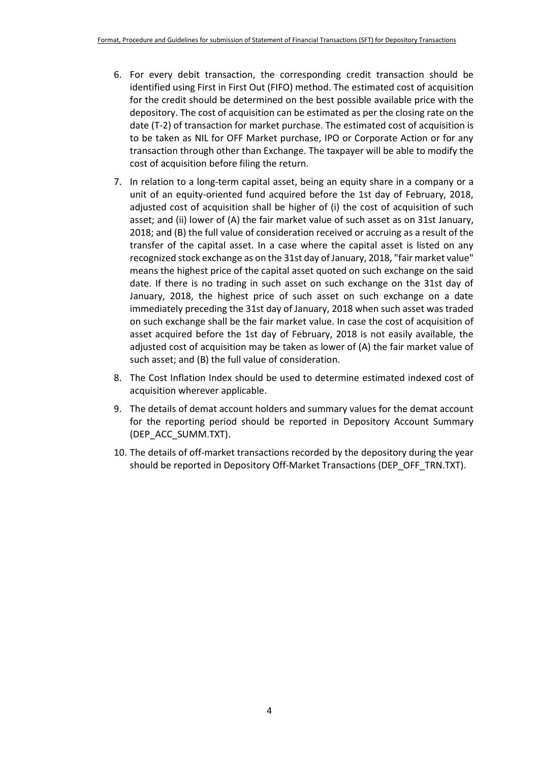6. For every debit transaction, the corresponding credit transaction should be identified using First in First Out (FIFO) method. The estimated cost of acquisition for the credit should be determined on the best possible available price with the depository. The cost of acquisition can be estimated as per the closing rate on the date (T-2) of transaction for market purchase. The estimated cost of acquisition is to be taken as NIL for OFF Market purchase, IPO or Corporate Action or for any transaction through other than Exchange. The taxpayer will be able to modify the cost of acquisition before filing the return.
7. In relation to a long-term capital asset, being an equity share in a company or a unit of an equity-oriented fund acquired before the 1st day of February, 2018, adjusted cost of acquisition shall be higher of (i) the cost of acquisition of such asset; and (ii) lower of (A) the fair market value of such asset as on 31st January, 2018; and (B) the full value of consideration received or accruing as a result of the transfer of the capital asset. In a case where the capital asset is listed on any recognized stock exchange as on the 31st day of January, 2018, "fair market value" means the highest price of the capital asset quoted on such exchange on the said date. If there is no trading in such asset on such exchange on the 31st day of January, 2018, the highest price of such asset on such exchange on a date immediately preceding the 31st day of January, 2018 when such asset was traded on such exchange shall be the fair market value. In case the cost of acquisition of asset acquired before the 1st day of February, 2018 is not easily available, the adjusted cost of acquisition may be taken as lower of (A) the fair market value of such asset; and (B) the full value of consideration.
8. The Cost Inflation Index should be used to determine estimated indexed cost of acquisition wherever applicable.
9. The details of demat account holders and summary values for the demat account for the reporting period should be reported in Depository Account Summary (DEP_ACC_SUMM.TXT).
10. The details of off-market transactions recorded by the depository during the year should be reported in Depository Off-Market Transactions (DEP_OFF_TRN.TXT).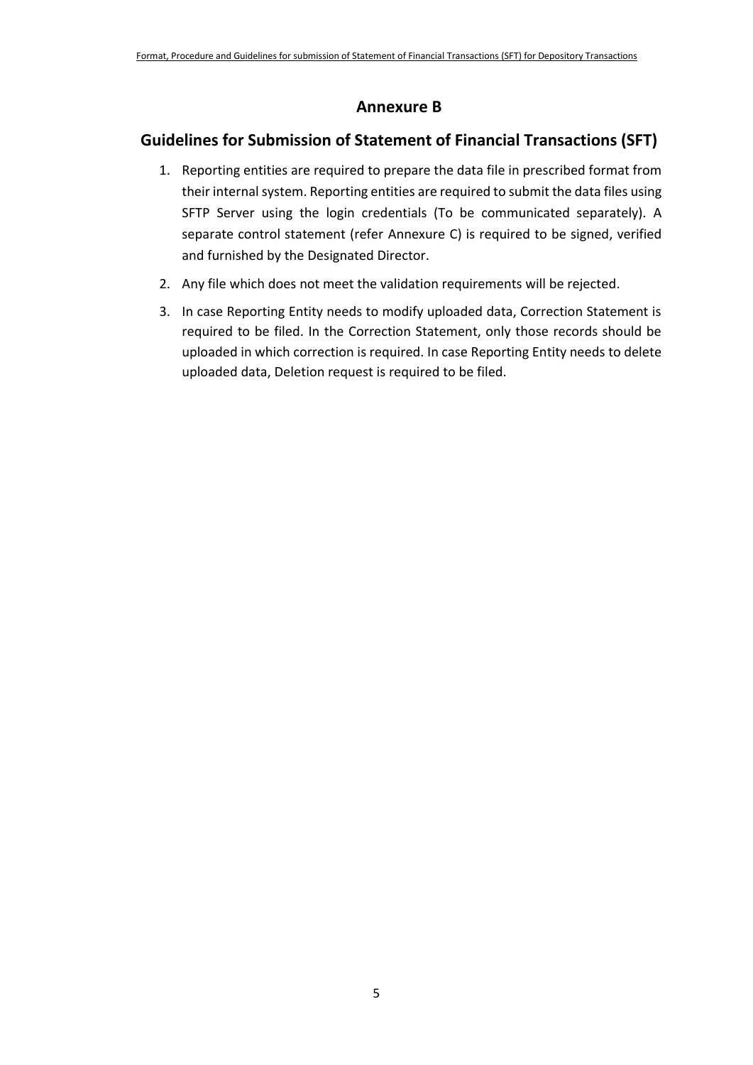# Annexure B

## Guidelines for Submission of Statement of Financial Transactions (SFT)

1. Reporting entities are required to prepare the data file in prescribed format from their internal system. Reporting entities are required to submit the data files using SFTP Server using the login credentials (To be communicated separately). A separate control statement (refer Annexure C) is required to be signed, verified and furnished by the Designated Director.
2. Any file which does not meet the validation requirements will be rejected.
3. In case Reporting Entity needs to modify uploaded data, Correction Statement is required to be filed. In the Correction Statement, only those records should be uploaded in which correction is required. In case Reporting Entity needs to delete uploaded data, Deletion request is required to be filed.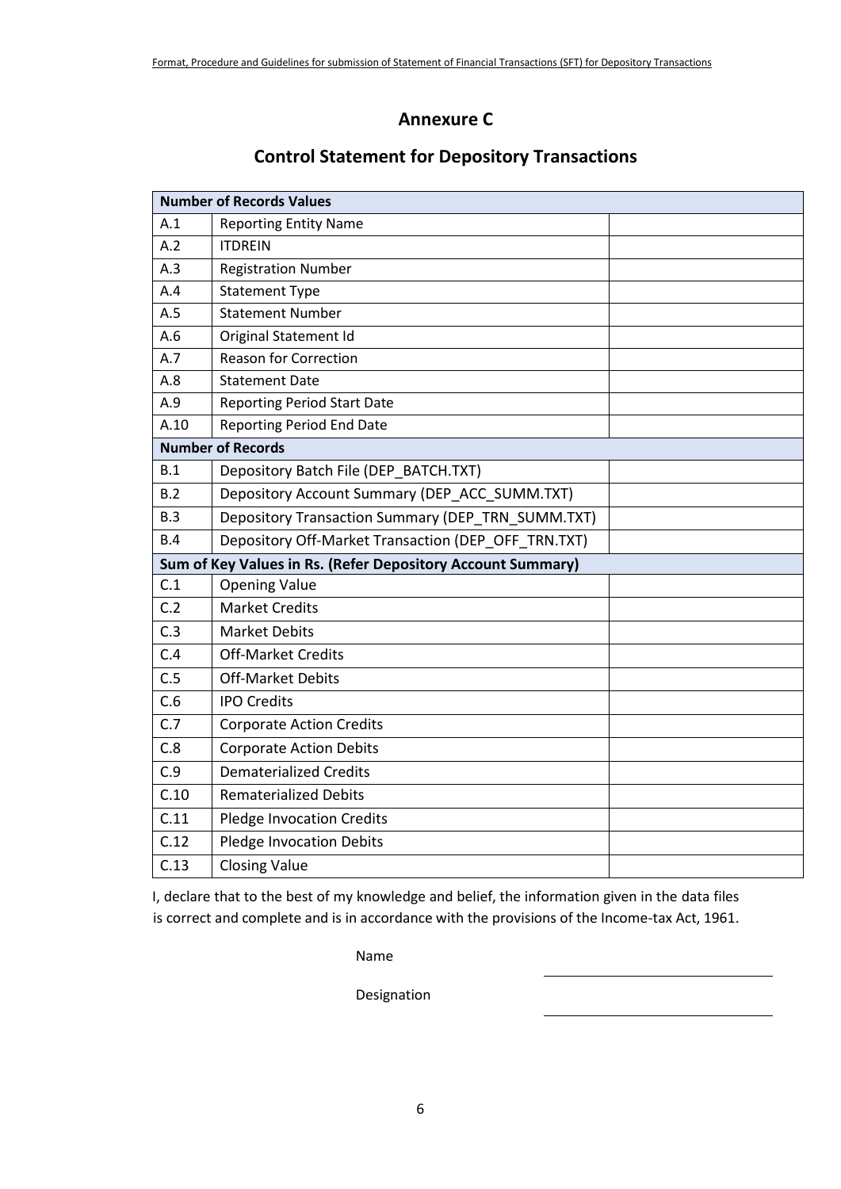## Annexure C

## Control Statement for Depository Transactions

| Number of Records Values | | |
|---|---|---|
| A.1 | Reporting Entity Name | |
| A.2 | ITDREIN | |
| A.3 | Registration Number | |
| A.4 | Statement Type | |
| A.5 | Statement Number | |
| A.6 | Original Statement Id | |
| A.7 | Reason for Correction | |
| A.8 | Statement Date | |
| A.9 | Reporting Period Start Date | |
| A.10 | Reporting Period End Date | |
| **Number of Records** | | |
| B.1 | Depository Batch File (DEP_BATCH.TXT) | |
| B.2 | Depository Account Summary (DEP_ACC_SUMM.TXT) | |
| B.3 | Depository Transaction Summary (DEP_TRN_SUMM.TXT) | |
| B.4 | Depository Off-Market Transaction (DEP_OFF_TRN.TXT) | |
| **Sum of Key Values in Rs. (Refer Depository Account Summary)** | | |
| C.1 | Opening Value | |
| C.2 | Market Credits | |
| C.3 | Market Debits | |
| C.4 | Off-Market Credits | |
| C.5 | Off-Market Debits | |
| C.6 | IPO Credits | |
| C.7 | Corporate Action Credits | |
| C.8 | Corporate Action Debits | |
| C.9 | Dematerialized Credits | |
| C.10 | Rematerialized Debits | |
| C.11 | Pledge Invocation Credits | |
| C.12 | Pledge Invocation Debits | |
| C.13 | Closing Value | |

I, declare that to the best of my knowledge and belief, the information given in the data files is correct and complete and is in accordance with the provisions of the Income-tax Act, 1961.

Name ______________________

Designation ______________________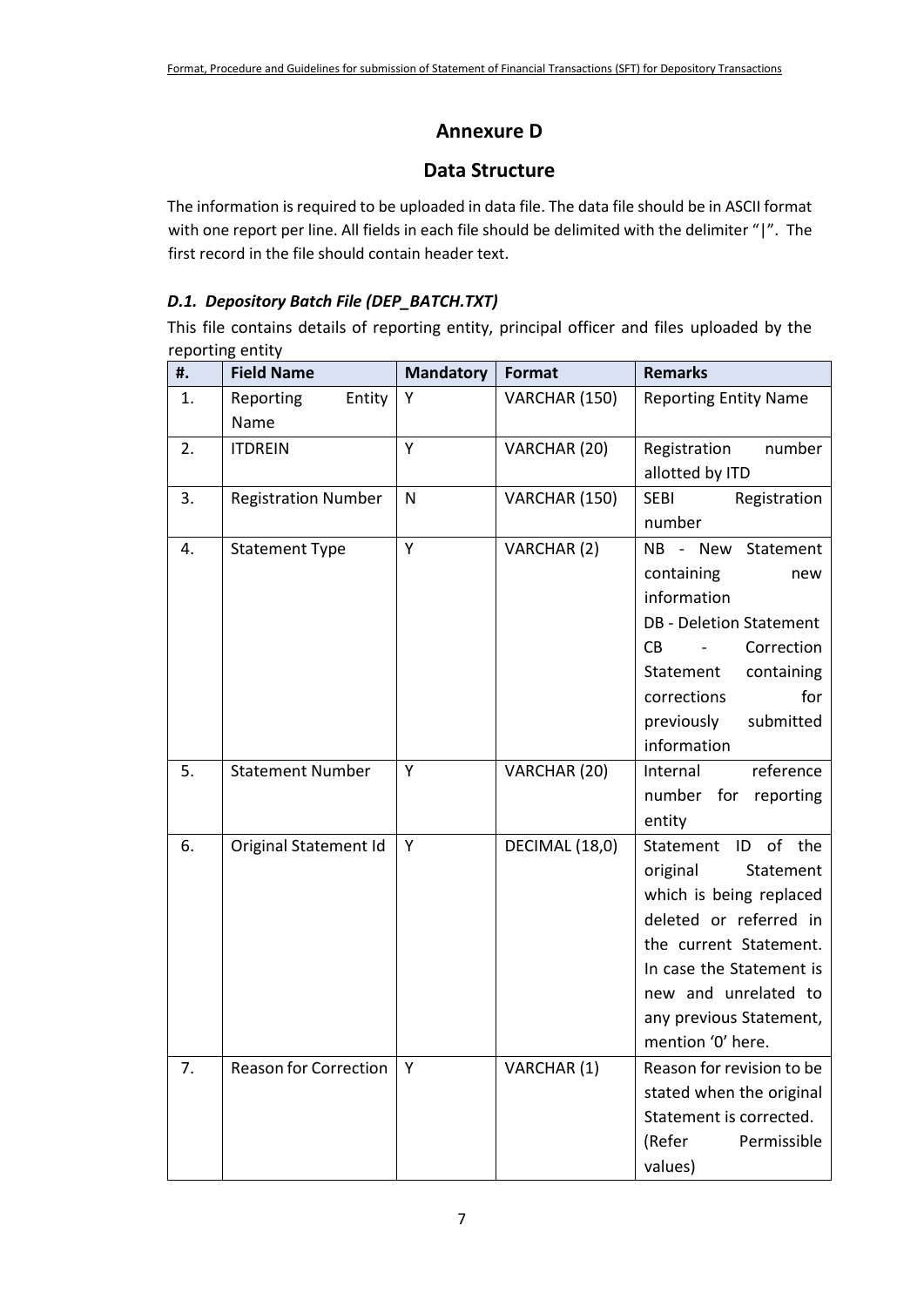# Annexure D

## Data Structure

The information is required to be uploaded in data file. The data file should be in ASCII format with one report per line. All fields in each file should be delimited with the delimiter "|". The first record in the file should contain header text.

### *D.1. Depository Batch File (DEP_BATCH.TXT)*

This file contains details of reporting entity, principal officer and files uploaded by the reporting entity

| #. | Field Name | Mandatory | Format | Remarks |
|---|---|---|---|---|
| 1. | Reporting Entity Name | Y | VARCHAR (150) | Reporting Entity Name |
| 2. | ITDREIN | Y | VARCHAR (20) | Registration number allotted by ITD |
| 3. | Registration Number | N | VARCHAR (150) | SEBI Registration number |
| 4. | Statement Type | Y | VARCHAR (2) | NB - New Statement containing new information<br>DB - Deletion Statement<br>CB - Correction Statement containing corrections for previously submitted information |
| 5. | Statement Number | Y | VARCHAR (20) | Internal reference number for reporting entity |
| 6. | Original Statement Id | Y | DECIMAL (18,0) | Statement ID of the original Statement which is being replaced deleted or referred in the current Statement. In case the Statement is new and unrelated to any previous Statement, mention '0' here. |
| 7. | Reason for Correction | Y | VARCHAR (1) | Reason for revision to be stated when the original Statement is corrected. (Refer Permissible values) |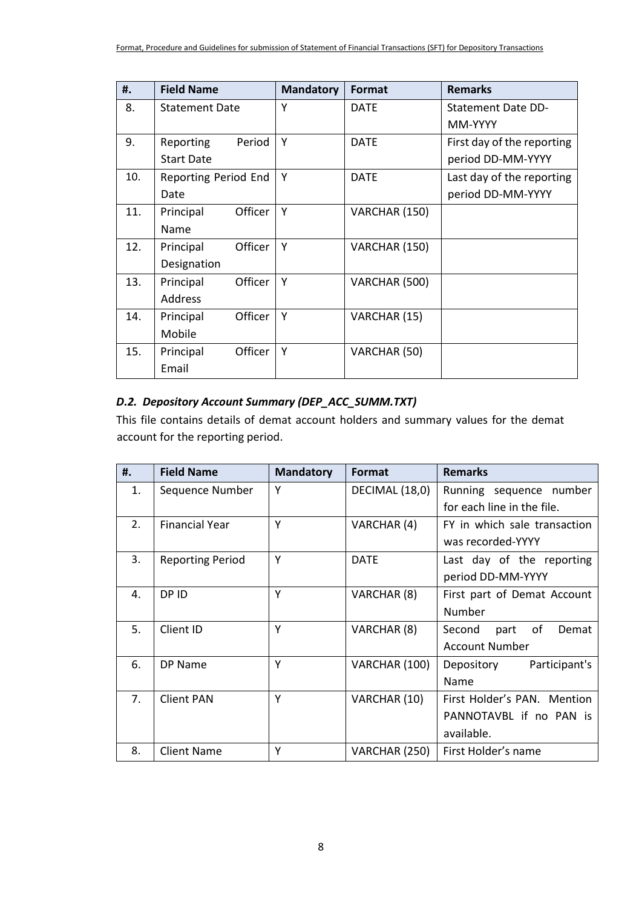| #. | Field Name | Mandatory | Format | Remarks |
|---|---|---|---|---|
| 8. | Statement Date | Y | DATE | Statement Date DD-MM-YYYY |
| 9. | Reporting Period Start Date | Y | DATE | First day of the reporting period DD-MM-YYYY |
| 10. | Reporting Period End Date | Y | DATE | Last day of the reporting period DD-MM-YYYY |
| 11. | Principal Officer Name | Y | VARCHAR (150) | |
| 12. | Principal Officer Designation | Y | VARCHAR (150) | |
| 13. | Principal Officer Address | Y | VARCHAR (500) | |
| 14. | Principal Officer Mobile | Y | VARCHAR (15) | |
| 15. | Principal Officer Email | Y | VARCHAR (50) | |

### *D.2. Depository Account Summary (DEP_ACC_SUMM.TXT)*

This file contains details of demat account holders and summary values for the demat account for the reporting period.

| #. | Field Name | Mandatory | Format | Remarks |
|---|---|---|---|---|
| 1. | Sequence Number | Y | DECIMAL (18,0) | Running sequence number for each line in the file. |
| 2. | Financial Year | Y | VARCHAR (4) | FY in which sale transaction was recorded-YYYY |
| 3. | Reporting Period | Y | DATE | Last day of the reporting period DD-MM-YYYY |
| 4. | DP ID | Y | VARCHAR (8) | First part of Demat Account Number |
| 5. | Client ID | Y | VARCHAR (8) | Second part of Demat Account Number |
| 6. | DP Name | Y | VARCHAR (100) | Depository Participant's Name |
| 7. | Client PAN | Y | VARCHAR (10) | First Holder's PAN. Mention PANNOTAVBL if no PAN is available. |
| 8. | Client Name | Y | VARCHAR (250) | First Holder's name |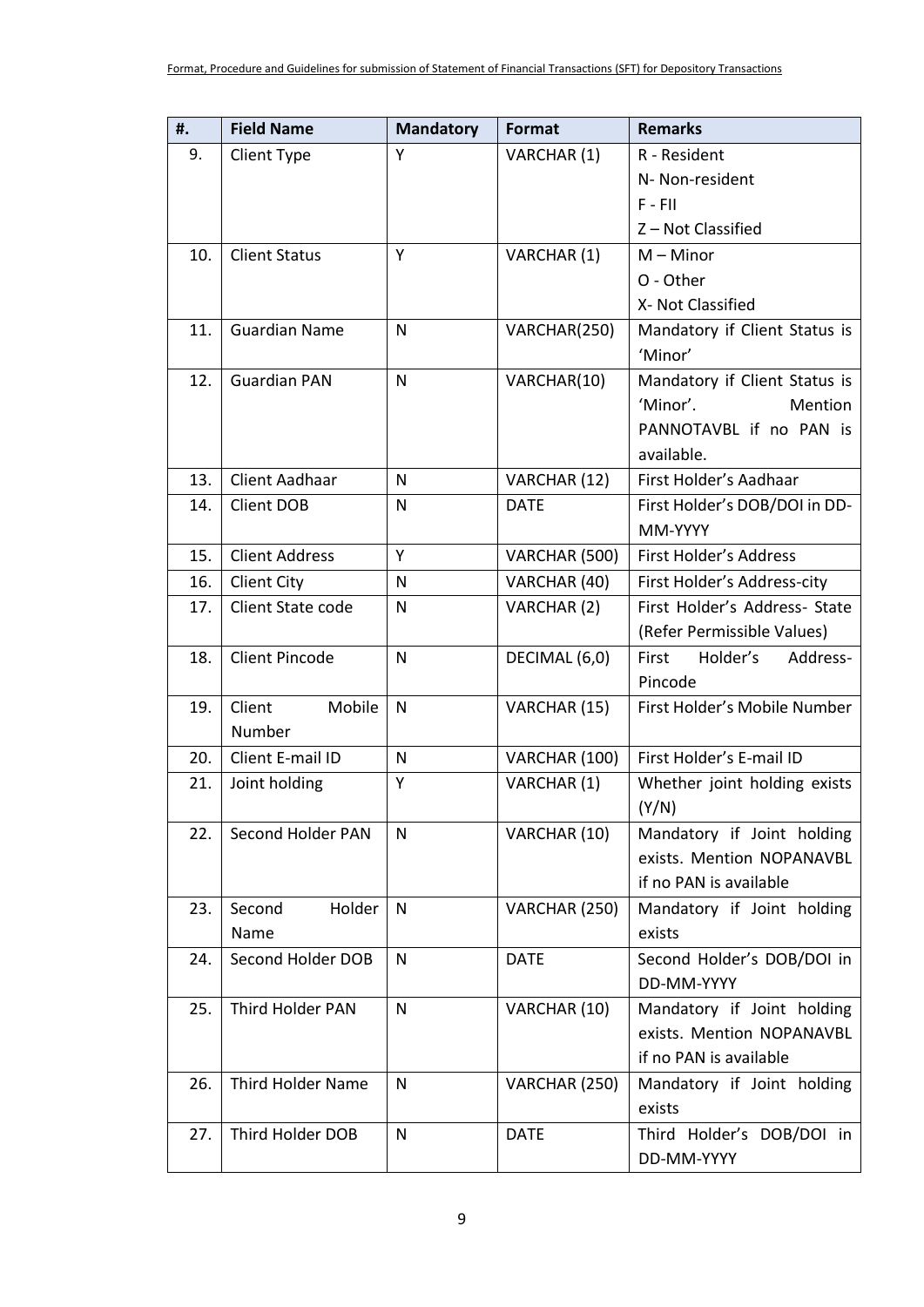| #. | Field Name | Mandatory | Format | Remarks |
|---|---|---|---|---|
| 9. | Client Type | Y | VARCHAR (1) | R - Resident<br>N- Non-resident<br>F - FII<br>Z – Not Classified |
| 10. | Client Status | Y | VARCHAR (1) | M – Minor<br>O - Other<br>X- Not Classified |
| 11. | Guardian Name | N | VARCHAR(250) | Mandatory if Client Status is 'Minor' |
| 12. | Guardian PAN | N | VARCHAR(10) | Mandatory if Client Status is 'Minor'. Mention PANNOTAVBL if no PAN is available. |
| 13. | Client Aadhaar | N | VARCHAR (12) | First Holder's Aadhaar |
| 14. | Client DOB | N | DATE | First Holder's DOB/DOI in DD-MM-YYYY |
| 15. | Client Address | Y | VARCHAR (500) | First Holder's Address |
| 16. | Client City | N | VARCHAR (40) | First Holder's Address-city |
| 17. | Client State code | N | VARCHAR (2) | First Holder's Address- State (Refer Permissible Values) |
| 18. | Client Pincode | N | DECIMAL (6,0) | First Holder's Address-Pincode |
| 19. | Client Mobile Number | N | VARCHAR (15) | First Holder's Mobile Number |
| 20. | Client E-mail ID | N | VARCHAR (100) | First Holder's E-mail ID |
| 21. | Joint holding | Y | VARCHAR (1) | Whether joint holding exists (Y/N) |
| 22. | Second Holder PAN | N | VARCHAR (10) | Mandatory if Joint holding exists. Mention NOPANAVBL if no PAN is available |
| 23. | Second Holder Name | N | VARCHAR (250) | Mandatory if Joint holding exists |
| 24. | Second Holder DOB | N | DATE | Second Holder's DOB/DOI in DD-MM-YYYY |
| 25. | Third Holder PAN | N | VARCHAR (10) | Mandatory if Joint holding exists. Mention NOPANAVBL if no PAN is available |
| 26. | Third Holder Name | N | VARCHAR (250) | Mandatory if Joint holding exists |
| 27. | Third Holder DOB | N | DATE | Third Holder's DOB/DOI in DD-MM-YYYY |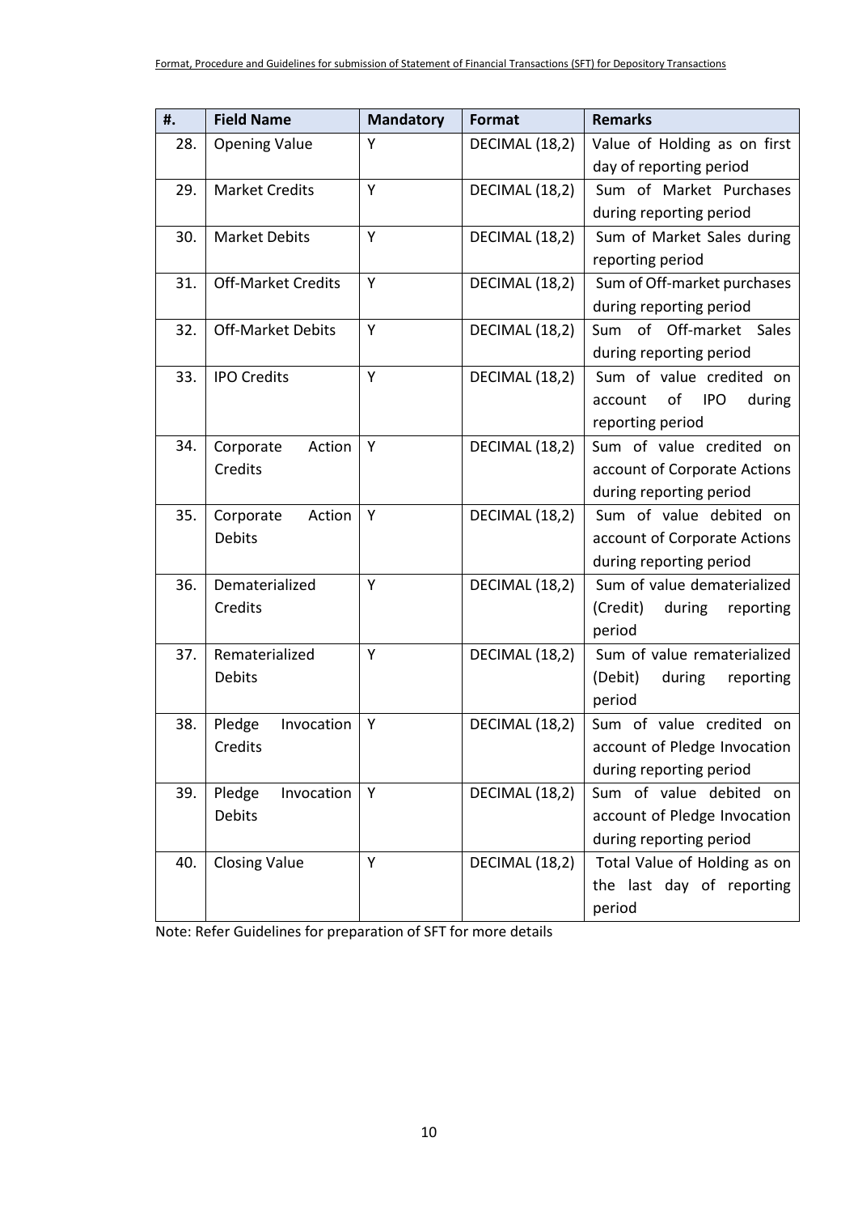| #. | Field Name | Mandatory | Format | Remarks |
|---|---|---|---|---|
| 28. | Opening Value | Y | DECIMAL (18,2) | Value of Holding as on first day of reporting period |
| 29. | Market Credits | Y | DECIMAL (18,2) | Sum of Market Purchases during reporting period |
| 30. | Market Debits | Y | DECIMAL (18,2) | Sum of Market Sales during reporting period |
| 31. | Off-Market Credits | Y | DECIMAL (18,2) | Sum of Off-market purchases during reporting period |
| 32. | Off-Market Debits | Y | DECIMAL (18,2) | Sum of Off-market Sales during reporting period |
| 33. | IPO Credits | Y | DECIMAL (18,2) | Sum of value credited on account of IPO during reporting period |
| 34. | Corporate Action Credits | Y | DECIMAL (18,2) | Sum of value credited on account of Corporate Actions during reporting period |
| 35. | Corporate Action Debits | Y | DECIMAL (18,2) | Sum of value debited on account of Corporate Actions during reporting period |
| 36. | Dematerialized Credits | Y | DECIMAL (18,2) | Sum of value dematerialized (Credit) during reporting period |
| 37. | Rematerialized Debits | Y | DECIMAL (18,2) | Sum of value rematerialized (Debit) during reporting period |
| 38. | Pledge Invocation Credits | Y | DECIMAL (18,2) | Sum of value credited on account of Pledge Invocation during reporting period |
| 39. | Pledge Invocation Debits | Y | DECIMAL (18,2) | Sum of value debited on account of Pledge Invocation during reporting period |
| 40. | Closing Value | Y | DECIMAL (18,2) | Total Value of Holding as on the last day of reporting period |

Note: Refer Guidelines for preparation of SFT for more details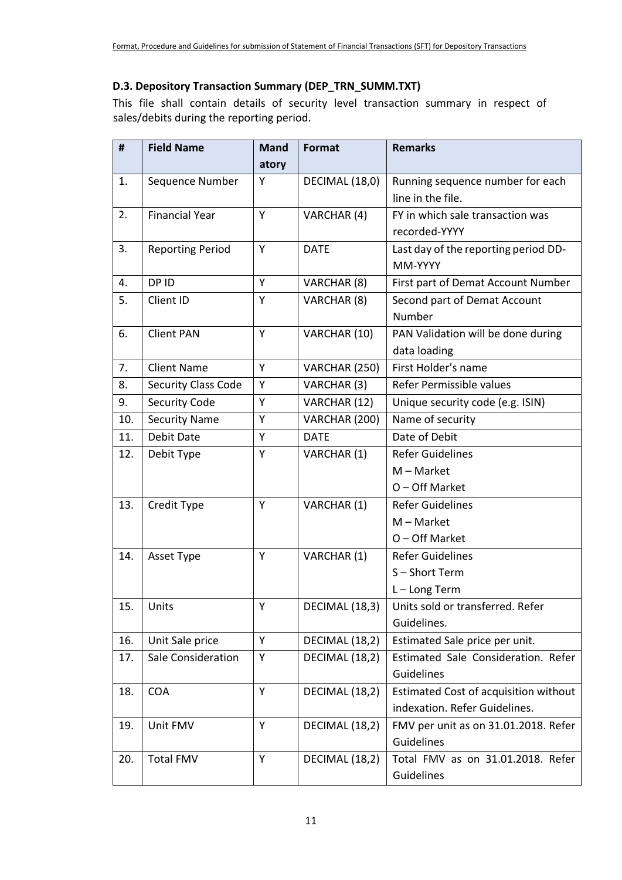### D.3. Depository Transaction Summary (DEP_TRN_SUMM.TXT)

This file shall contain details of security level transaction summary in respect of sales/debits during the reporting period.

| # | Field Name | Mandatory | Format | Remarks |
|---|---|---|---|---|
| 1. | Sequence Number | Y | DECIMAL (18,0) | Running sequence number for each line in the file. |
| 2. | Financial Year | Y | VARCHAR (4) | FY in which sale transaction was recorded-YYYY |
| 3. | Reporting Period | Y | DATE | Last day of the reporting period DD-MM-YYYY |
| 4. | DP ID | Y | VARCHAR (8) | First part of Demat Account Number |
| 5. | Client ID | Y | VARCHAR (8) | Second part of Demat Account Number |
| 6. | Client PAN | Y | VARCHAR (10) | PAN Validation will be done during data loading |
| 7. | Client Name | Y | VARCHAR (250) | First Holder's name |
| 8. | Security Class Code | Y | VARCHAR (3) | Refer Permissible values |
| 9. | Security Code | Y | VARCHAR (12) | Unique security code (e.g. ISIN) |
| 10. | Security Name | Y | VARCHAR (200) | Name of security |
| 11. | Debit Date | Y | DATE | Date of Debit |
| 12. | Debit Type | Y | VARCHAR (1) | Refer Guidelines<br>M – Market<br>O – Off Market |
| 13. | Credit Type | Y | VARCHAR (1) | Refer Guidelines<br>M – Market<br>O – Off Market |
| 14. | Asset Type | Y | VARCHAR (1) | Refer Guidelines<br>S – Short Term<br>L – Long Term |
| 15. | Units | Y | DECIMAL (18,3) | Units sold or transferred. Refer Guidelines. |
| 16. | Unit Sale price | Y | DECIMAL (18,2) | Estimated Sale price per unit. |
| 17. | Sale Consideration | Y | DECIMAL (18,2) | Estimated Sale Consideration. Refer Guidelines |
| 18. | COA | Y | DECIMAL (18,2) | Estimated Cost of acquisition without indexation. Refer Guidelines. |
| 19. | Unit FMV | Y | DECIMAL (18,2) | FMV per unit as on 31.01.2018. Refer Guidelines |
| 20. | Total FMV | Y | DECIMAL (18,2) | Total FMV as on 31.01.2018. Refer Guidelines |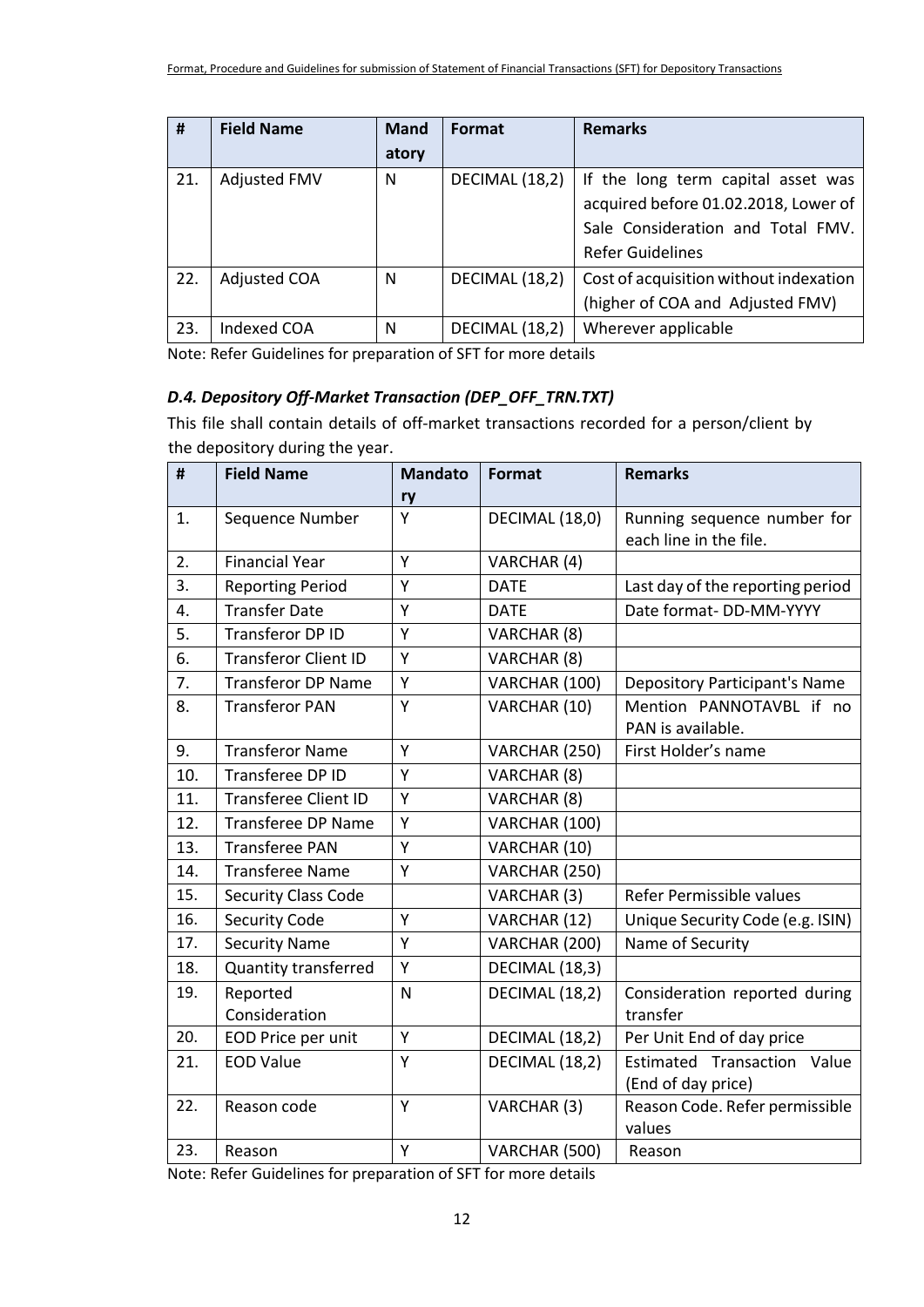| # | Field Name | Mandatory | Format | Remarks |
|---|---|---|---|---|
| 21. | Adjusted FMV | N | DECIMAL (18,2) | If the long term capital asset was acquired before 01.02.2018, Lower of Sale Consideration and Total FMV. Refer Guidelines |
| 22. | Adjusted COA | N | DECIMAL (18,2) | Cost of acquisition without indexation (higher of COA and Adjusted FMV) |
| 23. | Indexed COA | N | DECIMAL (18,2) | Wherever applicable |

Note: Refer Guidelines for preparation of SFT for more details

### *D.4. Depository Off-Market Transaction (DEP_OFF_TRN.TXT)*

This file shall contain details of off-market transactions recorded for a person/client by the depository during the year.

| # | Field Name | Mandatory | Format | Remarks |
|---|---|---|---|---|
| 1. | Sequence Number | Y | DECIMAL (18,0) | Running sequence number for each line in the file. |
| 2. | Financial Year | Y | VARCHAR (4) | |
| 3. | Reporting Period | Y | DATE | Last day of the reporting period |
| 4. | Transfer Date | Y | DATE | Date format- DD-MM-YYYY |
| 5. | Transferor DP ID | Y | VARCHAR (8) | |
| 6. | Transferor Client ID | Y | VARCHAR (8) | |
| 7. | Transferor DP Name | Y | VARCHAR (100) | Depository Participant's Name |
| 8. | Transferor PAN | Y | VARCHAR (10) | Mention PANNOTAVBL if no PAN is available. |
| 9. | Transferor Name | Y | VARCHAR (250) | First Holder's name |
| 10. | Transferee DP ID | Y | VARCHAR (8) | |
| 11. | Transferee Client ID | Y | VARCHAR (8) | |
| 12. | Transferee DP Name | Y | VARCHAR (100) | |
| 13. | Transferee PAN | Y | VARCHAR (10) | |
| 14. | Transferee Name | Y | VARCHAR (250) | |
| 15. | Security Class Code | | VARCHAR (3) | Refer Permissible values |
| 16. | Security Code | Y | VARCHAR (12) | Unique Security Code (e.g. ISIN) |
| 17. | Security Name | Y | VARCHAR (200) | Name of Security |
| 18. | Quantity transferred | Y | DECIMAL (18,3) | |
| 19. | Reported Consideration | N | DECIMAL (18,2) | Consideration reported during transfer |
| 20. | EOD Price per unit | Y | DECIMAL (18,2) | Per Unit End of day price |
| 21. | EOD Value | Y | DECIMAL (18,2) | Estimated Transaction Value (End of day price) |
| 22. | Reason code | Y | VARCHAR (3) | Reason Code. Refer permissible values |
| 23. | Reason | Y | VARCHAR (500) | Reason |

Note: Refer Guidelines for preparation of SFT for more details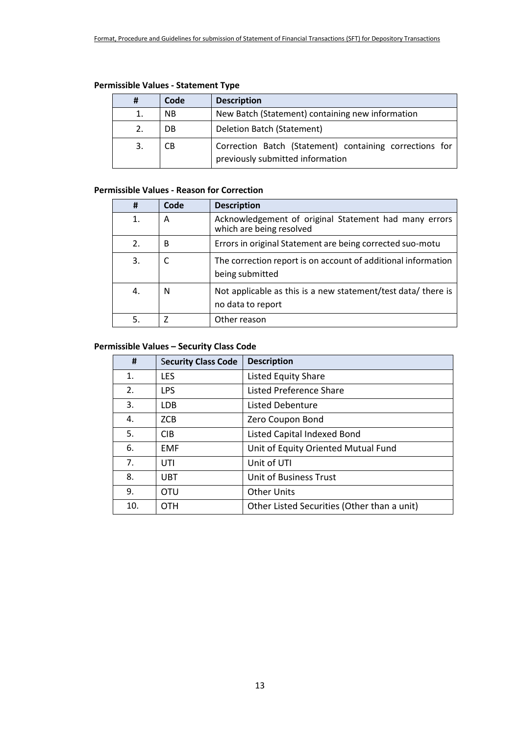**Permissible Values - Statement Type**

| # | Code | Description |
|---|---|---|
| 1. | NB | New Batch (Statement) containing new information |
| 2. | DB | Deletion Batch (Statement) |
| 3. | CB | Correction Batch (Statement) containing corrections for previously submitted information |

**Permissible Values - Reason for Correction**

| # | Code | Description |
|---|---|---|
| 1. | A | Acknowledgement of original Statement had many errors which are being resolved |
| 2. | B | Errors in original Statement are being corrected suo-motu |
| 3. | C | The correction report is on account of additional information being submitted |
| 4. | N | Not applicable as this is a new statement/test data/ there is no data to report |
| 5. | Z | Other reason |

**Permissible Values – Security Class Code**

| # | Security Class Code | Description |
|---|---|---|
| 1. | LES | Listed Equity Share |
| 2. | LPS | Listed Preference Share |
| 3. | LDB | Listed Debenture |
| 4. | ZCB | Zero Coupon Bond |
| 5. | CIB | Listed Capital Indexed Bond |
| 6. | EMF | Unit of Equity Oriented Mutual Fund |
| 7. | UTI | Unit of UTI |
| 8. | UBT | Unit of Business Trust |
| 9. | OTU | Other Units |
| 10. | OTH | Other Listed Securities (Other than a unit) |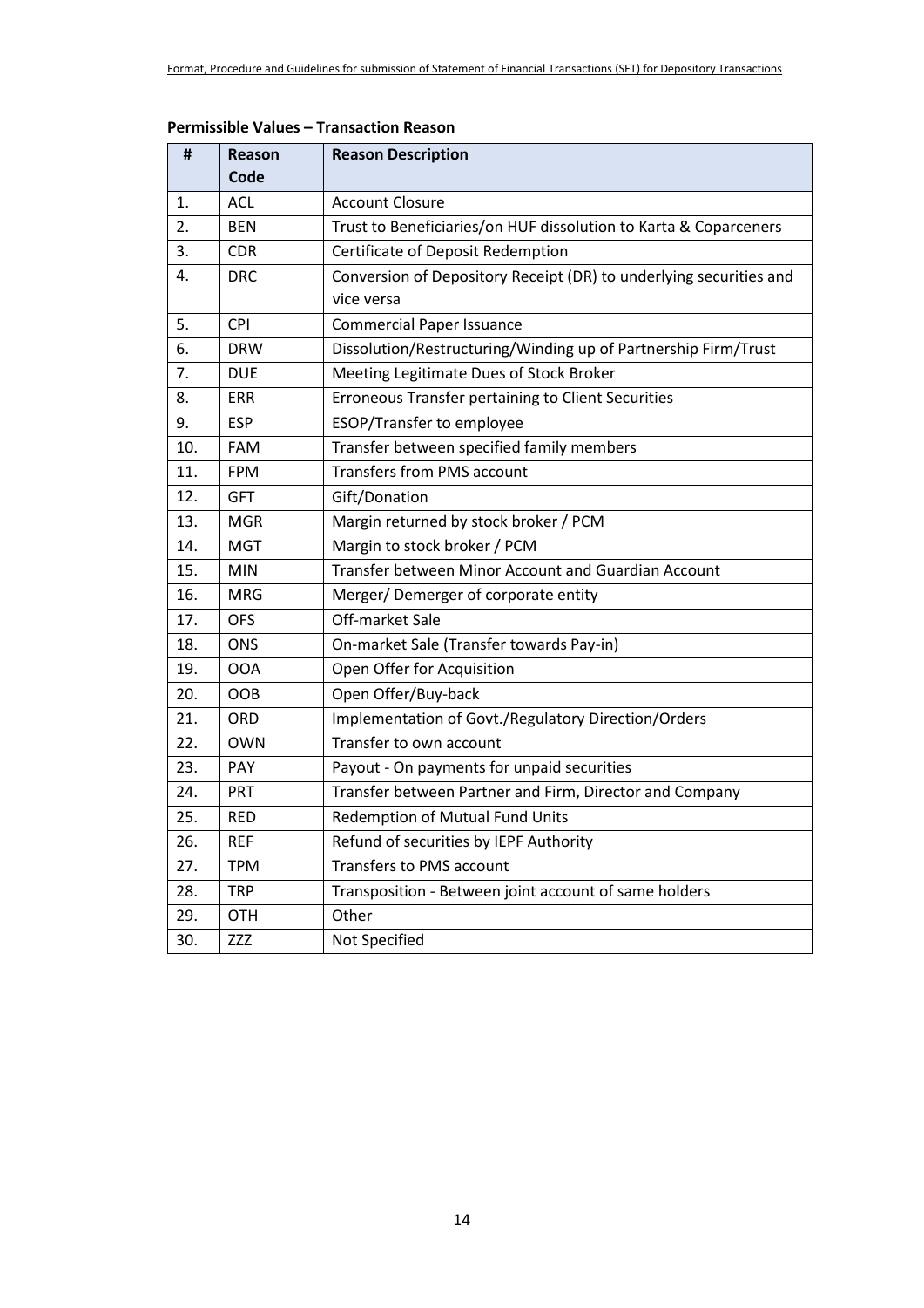**Permissible Values – Transaction Reason**

| # | Reason Code | Reason Description |
|---|---|---|
| 1. | ACL | Account Closure |
| 2. | BEN | Trust to Beneficiaries/on HUF dissolution to Karta & Coparceners |
| 3. | CDR | Certificate of Deposit Redemption |
| 4. | DRC | Conversion of Depository Receipt (DR) to underlying securities and vice versa |
| 5. | CPI | Commercial Paper Issuance |
| 6. | DRW | Dissolution/Restructuring/Winding up of Partnership Firm/Trust |
| 7. | DUE | Meeting Legitimate Dues of Stock Broker |
| 8. | ERR | Erroneous Transfer pertaining to Client Securities |
| 9. | ESP | ESOP/Transfer to employee |
| 10. | FAM | Transfer between specified family members |
| 11. | FPM | Transfers from PMS account |
| 12. | GFT | Gift/Donation |
| 13. | MGR | Margin returned by stock broker / PCM |
| 14. | MGT | Margin to stock broker / PCM |
| 15. | MIN | Transfer between Minor Account and Guardian Account |
| 16. | MRG | Merger/ Demerger of corporate entity |
| 17. | OFS | Off-market Sale |
| 18. | ONS | On-market Sale (Transfer towards Pay-in) |
| 19. | OOA | Open Offer for Acquisition |
| 20. | OOB | Open Offer/Buy-back |
| 21. | ORD | Implementation of Govt./Regulatory Direction/Orders |
| 22. | OWN | Transfer to own account |
| 23. | PAY | Payout - On payments for unpaid securities |
| 24. | PRT | Transfer between Partner and Firm, Director and Company |
| 25. | RED | Redemption of Mutual Fund Units |
| 26. | REF | Refund of securities by IEPF Authority |
| 27. | TPM | Transfers to PMS account |
| 28. | TRP | Transposition - Between joint account of same holders |
| 29. | OTH | Other |
| 30. | ZZZ | Not Specified |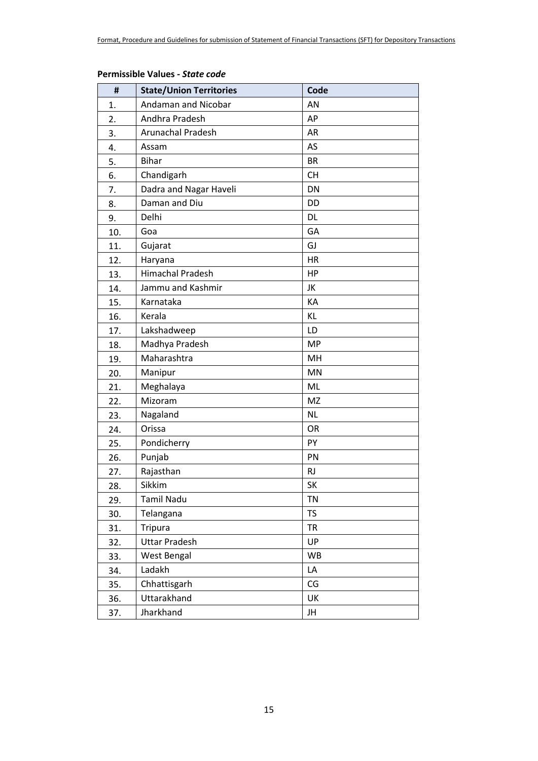**Permissible Values -** ***State code***

| # | State/Union Territories | Code |
|---|---|---|
| 1. | Andaman and Nicobar | AN |
| 2. | Andhra Pradesh | AP |
| 3. | Arunachal Pradesh | AR |
| 4. | Assam | AS |
| 5. | Bihar | BR |
| 6. | Chandigarh | CH |
| 7. | Dadra and Nagar Haveli | DN |
| 8. | Daman and Diu | DD |
| 9. | Delhi | DL |
| 10. | Goa | GA |
| 11. | Gujarat | GJ |
| 12. | Haryana | HR |
| 13. | Himachal Pradesh | HP |
| 14. | Jammu and Kashmir | JK |
| 15. | Karnataka | KA |
| 16. | Kerala | KL |
| 17. | Lakshadweep | LD |
| 18. | Madhya Pradesh | MP |
| 19. | Maharashtra | MH |
| 20. | Manipur | MN |
| 21. | Meghalaya | ML |
| 22. | Mizoram | MZ |
| 23. | Nagaland | NL |
| 24. | Orissa | OR |
| 25. | Pondicherry | PY |
| 26. | Punjab | PN |
| 27. | Rajasthan | RJ |
| 28. | Sikkim | SK |
| 29. | Tamil Nadu | TN |
| 30. | Telangana | TS |
| 31. | Tripura | TR |
| 32. | Uttar Pradesh | UP |
| 33. | West Bengal | WB |
| 34. | Ladakh | LA |
| 35. | Chhattisgarh | CG |
| 36. | Uttarakhand | UK |
| 37. | Jharkhand | JH |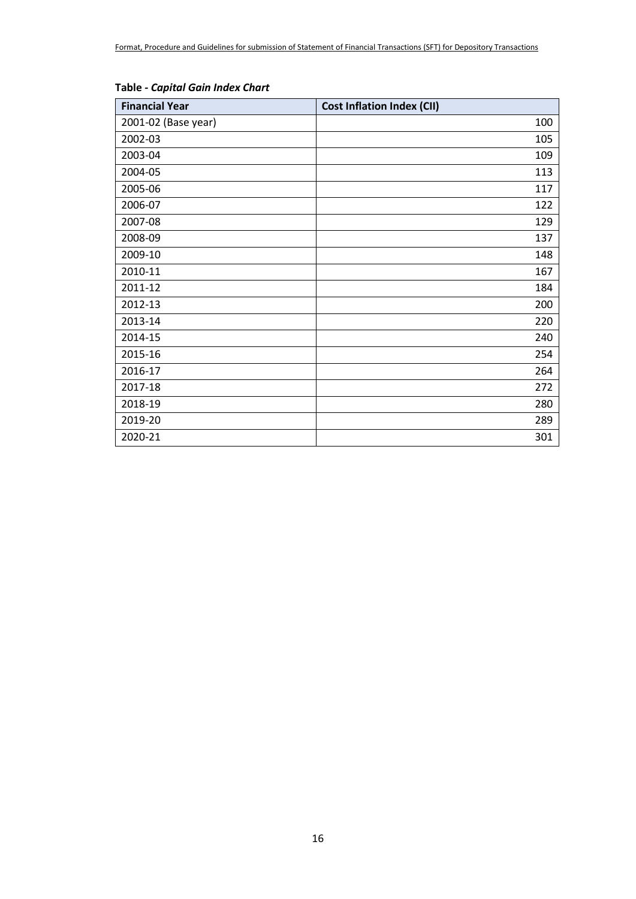**Table -** ***Capital Gain Index Chart***

| Financial Year | Cost Inflation Index (CII) |
|---|---|
| 2001-02 (Base year) | 100 |
| 2002-03 | 105 |
| 2003-04 | 109 |
| 2004-05 | 113 |
| 2005-06 | 117 |
| 2006-07 | 122 |
| 2007-08 | 129 |
| 2008-09 | 137 |
| 2009-10 | 148 |
| 2010-11 | 167 |
| 2011-12 | 184 |
| 2012-13 | 200 |
| 2013-14 | 220 |
| 2014-15 | 240 |
| 2015-16 | 254 |
| 2016-17 | 264 |
| 2017-18 | 272 |
| 2018-19 | 280 |
| 2019-20 | 289 |
| 2020-21 | 301 |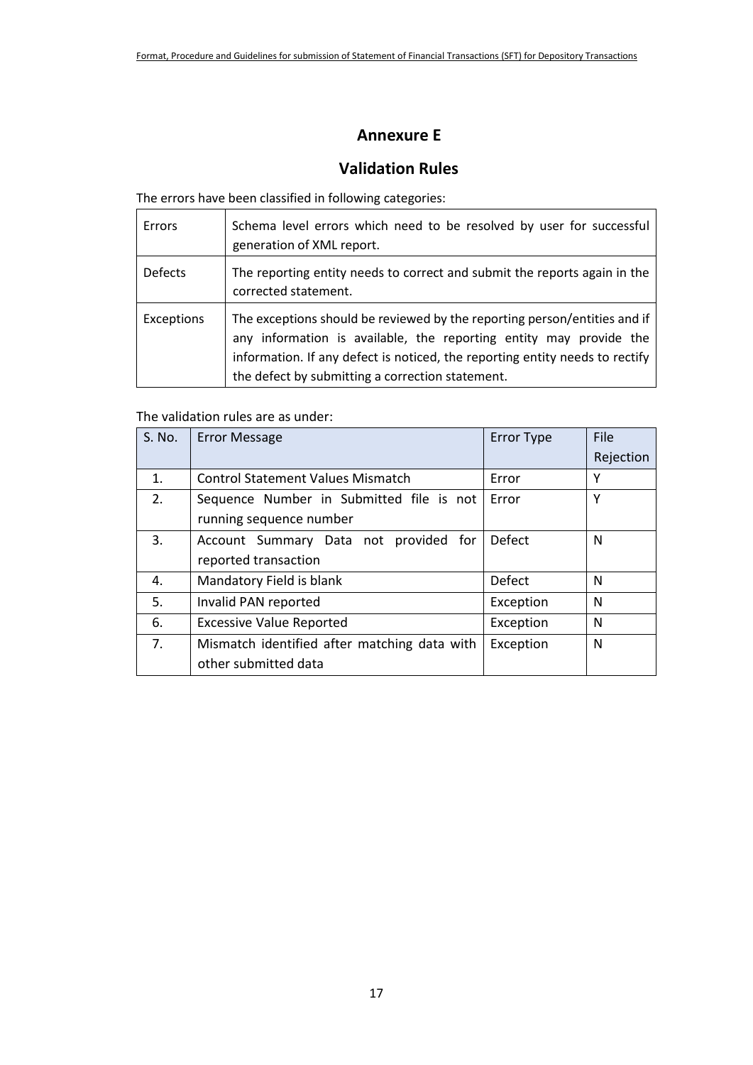# Annexure E

## Validation Rules

The errors have been classified in following categories:

| | |
|---|---|
| Errors | Schema level errors which need to be resolved by user for successful generation of XML report. |
| Defects | The reporting entity needs to correct and submit the reports again in the corrected statement. |
| Exceptions | The exceptions should be reviewed by the reporting person/entities and if any information is available, the reporting entity may provide the information. If any defect is noticed, the reporting entity needs to rectify the defect by submitting a correction statement. |

The validation rules are as under:

| S. No. | Error Message | Error Type | File Rejection |
|---|---|---|---|
| 1. | Control Statement Values Mismatch | Error | Y |
| 2. | Sequence Number in Submitted file is not running sequence number | Error | Y |
| 3. | Account Summary Data not provided for reported transaction | Defect | N |
| 4. | Mandatory Field is blank | Defect | N |
| 5. | Invalid PAN reported | Exception | N |
| 6. | Excessive Value Reported | Exception | N |
| 7. | Mismatch identified after matching data with other submitted data | Exception | N |